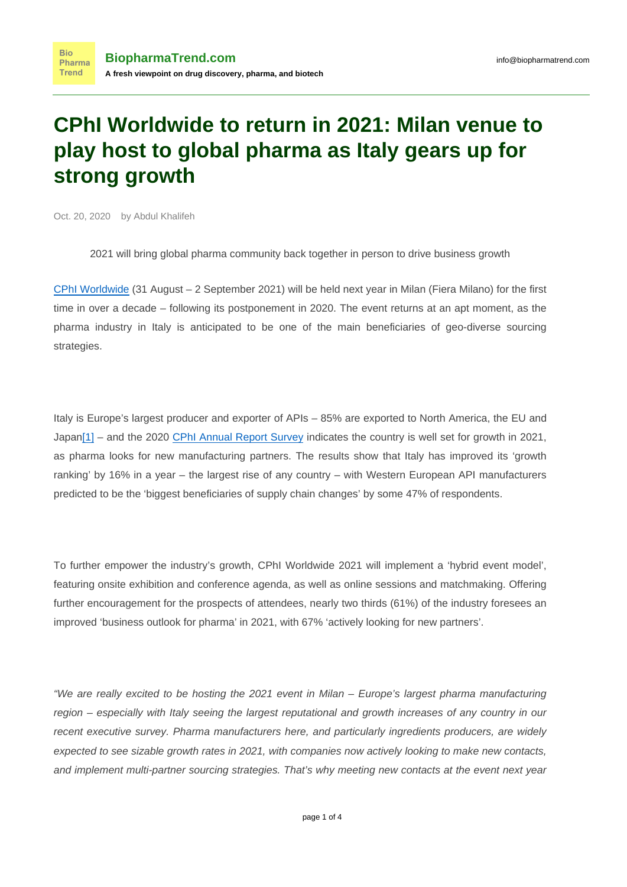# CPhI Worldwide to return in 2021: Milan venue to play host to global pharma as Italy gears up for strong growth

Oct. 20, 2020 by Abdul Khalifeh

2021 will bring global pharma community back together in person to drive business growth

[CPhI Worldwide](#) (31 August – 2 September 2021) will be held next year in Milan (Fiera Milano) for the first time in over a decade – following its postponement in 2020. The event returns at an apt moment, as the pharma industry in Italy is anticipated to be one of the main beneficiaries of geo-diverse sourcing strategies.

Italy is Europe's largest producer and exporter of APIs – 85% are exported to North America, the EU and Japan[1] – and the 2020 [CPhI Annual Report Survey](#) indicates the country is well set for growth in 2021, as pharma looks for new manufacturing partners. The results show that Italy has improved its 'growth ranking' by 16% in a year – the largest rise of any country – with Western European API manufacturers predicted to be the 'biggest beneficiaries of supply chain changes' by some 47% of respondents.

To further empower the industry's growth, CPhI Worldwide 2021 will implement a 'hybrid event model', featuring onsite exhibition and conference agenda, as well as online sessions and matchmaking. Offering further encouragement for the prospects of attendees, nearly two thirds (61%) of the industry foresees an improved 'business outlook for pharma' in 2021, with 67% 'actively looking for new partners'.

*"We are really excited to be hosting the 2021 event in Milan – Europe's largest pharma manufacturing region – especially with Italy seeing the largest reputational and growth increases of any country in our recent executive survey. Pharma manufacturers here, and particularly ingredients producers, are widely expected to see sizable growth rates in 2021, with companies now actively looking to make new contacts, and implement multi-partner sourcing strategies. That's why meeting new contacts at the event next year*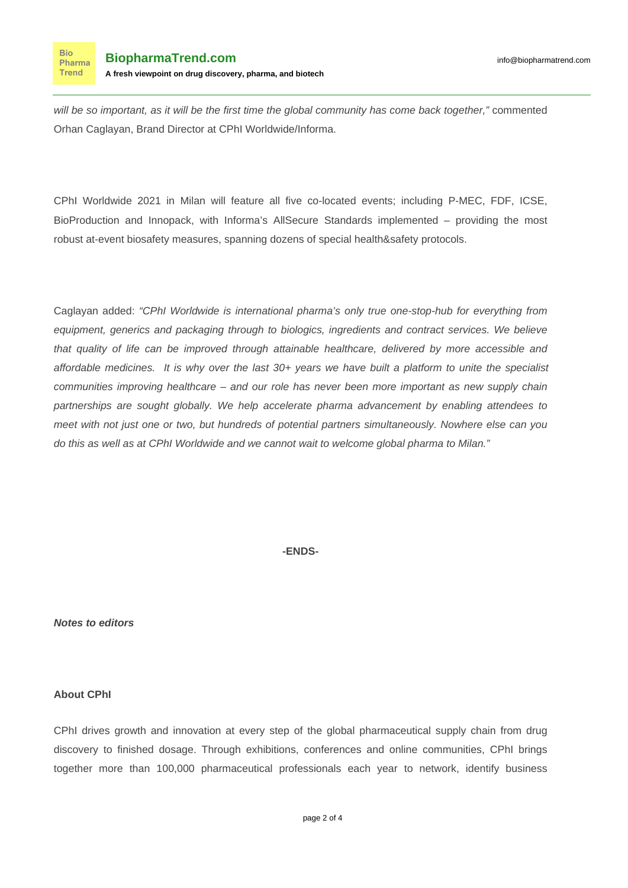*will be so important, as it will be the first time the global community has come back together,"* commented Orhan Caglayan, Brand Director at CPhI Worldwide/Informa.

CPhI Worldwide 2021 in Milan will feature all five co-located events; including P-MEC, FDF, ICSE, BioProduction and Innopack, with Informa's AllSecure Standards implemented – providing the most robust at-event biosafety measures, spanning dozens of special health&safety protocols.

Caglayan added: *"CPhI Worldwide is international pharma's only true one-stop-hub for everything from equipment, generics and packaging through to biologics, ingredients and contract services. We believe that quality of life can be improved through attainable healthcare, delivered by more accessible and affordable medicines. It is why over the last 30+ years we have built a platform to unite the specialist communities improving healthcare – and our role has never been more important as new supply chain partnerships are sought globally. We help accelerate pharma advancement by enabling attendees to meet with not just one or two, but hundreds of potential partners simultaneously. Nowhere else can you do this as well as at CPhI Worldwide and we cannot wait to welcome global pharma to Milan."*

**-ENDS-**

***Notes to editors***

**About CPhI**

CPhI drives growth and innovation at every step of the global pharmaceutical supply chain from drug discovery to finished dosage. Through exhibitions, conferences and online communities, CPhI brings together more than 100,000 pharmaceutical professionals each year to network, identify business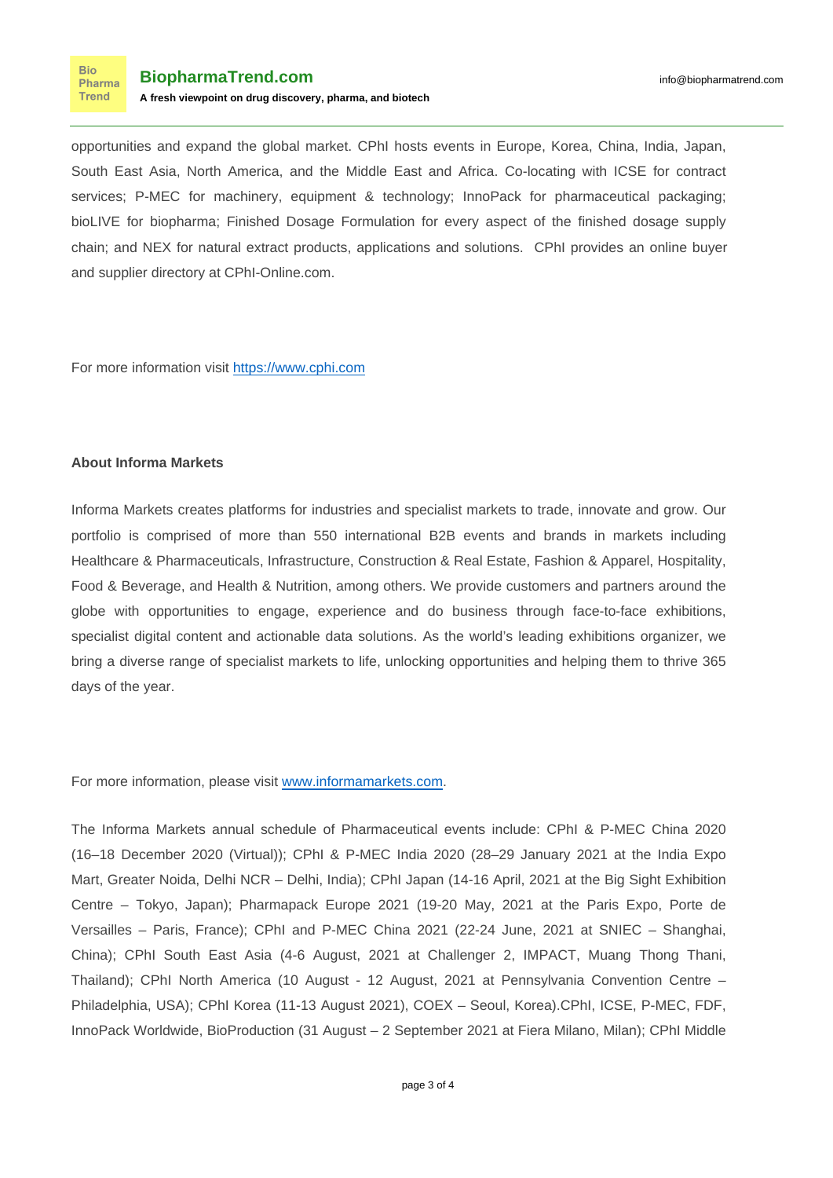opportunities and expand the global market. CPhI hosts events in Europe, Korea, China, India, Japan, South East Asia, North America, and the Middle East and Africa. Co-locating with ICSE for contract services; P-MEC for machinery, equipment & technology; InnoPack for pharmaceutical packaging; bioLIVE for biopharma; Finished Dosage Formulation for every aspect of the finished dosage supply chain; and NEX for natural extract products, applications and solutions.  CPhI provides an online buyer and supplier directory at CPhI-Online.com.

For more information visit [https://www.cphi.com](https://www.cphi.com)

**About Informa Markets**

Informa Markets creates platforms for industries and specialist markets to trade, innovate and grow. Our portfolio is comprised of more than 550 international B2B events and brands in markets including Healthcare & Pharmaceuticals, Infrastructure, Construction & Real Estate, Fashion & Apparel, Hospitality, Food & Beverage, and Health & Nutrition, among others. We provide customers and partners around the globe with opportunities to engage, experience and do business through face-to-face exhibitions, specialist digital content and actionable data solutions. As the world's leading exhibitions organizer, we bring a diverse range of specialist markets to life, unlocking opportunities and helping them to thrive 365 days of the year.

For more information, please visit [www.informamarkets.com](www.informamarkets.com).

The Informa Markets annual schedule of Pharmaceutical events include: CPhI & P-MEC China 2020 (16–18 December 2020 (Virtual)); CPhI & P-MEC India 2020 (28–29 January 2021 at the India Expo Mart, Greater Noida, Delhi NCR – Delhi, India); CPhI Japan (14-16 April, 2021 at the Big Sight Exhibition Centre – Tokyo, Japan); Pharmapack Europe 2021 (19-20 May, 2021 at the Paris Expo, Porte de Versailles – Paris, France); CPhI and P-MEC China 2021 (22-24 June, 2021 at SNIEC – Shanghai, China); CPhI South East Asia (4-6 August, 2021 at Challenger 2, IMPACT, Muang Thong Thani, Thailand); CPhI North America (10 August - 12 August, 2021 at Pennsylvania Convention Centre – Philadelphia, USA); CPhI Korea (11-13 August 2021), COEX – Seoul, Korea).CPhI, ICSE, P-MEC, FDF, InnoPack Worldwide, BioProduction (31 August – 2 September 2021 at Fiera Milano, Milan); CPhI Middle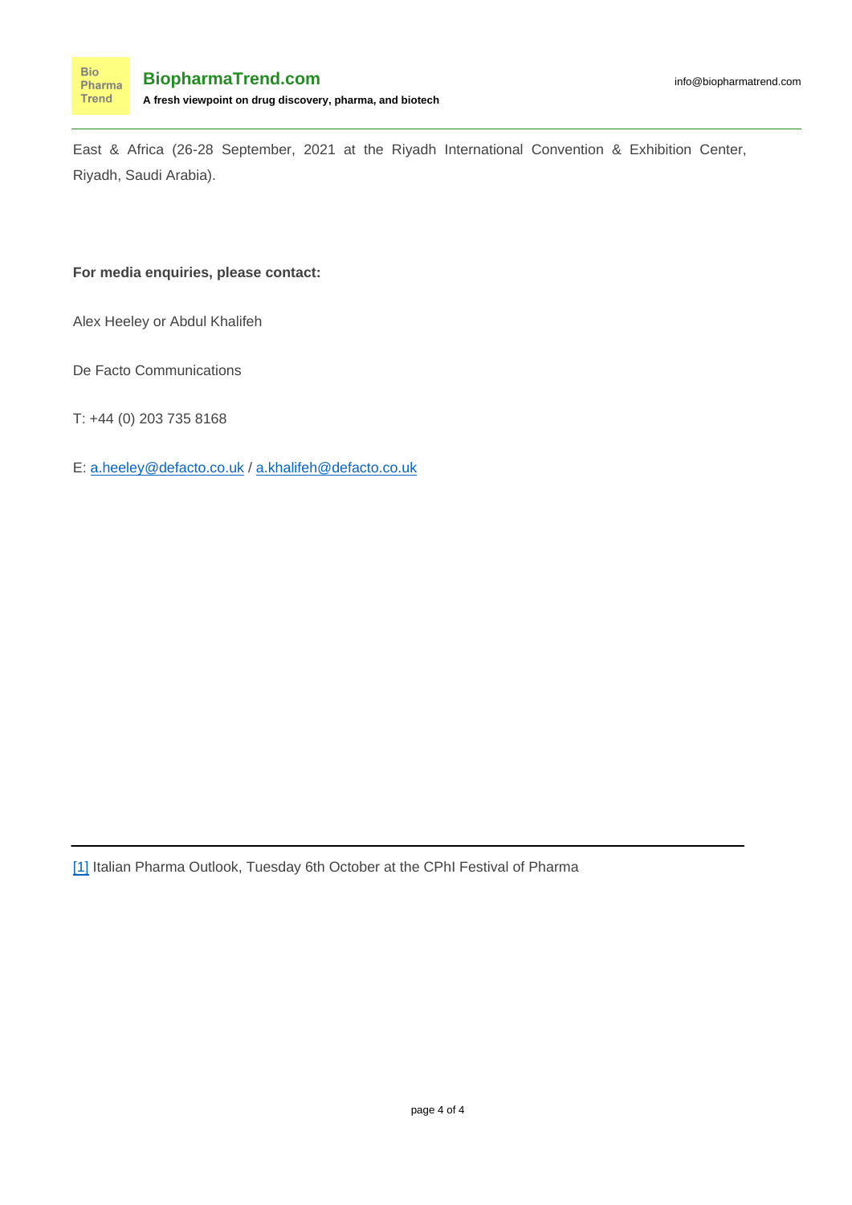East & Africa (26-28 September, 2021 at the Riyadh International Convention & Exhibition Center, Riyadh, Saudi Arabia).

**For media enquiries, please contact:**

Alex Heeley or Abdul Khalifeh

De Facto Communications

T: +44 (0) 203 735 8168

E: a.heeley@defacto.co.uk / a.khalifeh@defacto.co.uk

---

[1] Italian Pharma Outlook, Tuesday 6th October at the CPhI Festival of Pharma